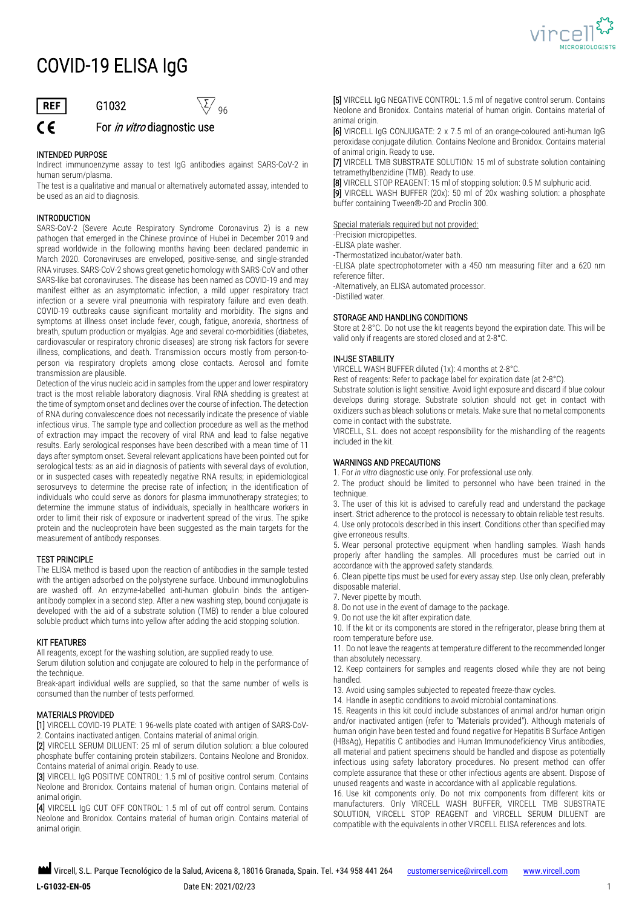# COVID-19 ELISA IgG

**REF** G1032 &nbsp;&nbsp; Σ 96

CE &nbsp;&nbsp; For *in vitro* diagnostic use

## INTENDED PURPOSE

Indirect immunoenzyme assay to test IgG antibodies against SARS-CoV-2 in human serum/plasma.

The test is a qualitative and manual or alternatively automated assay, intended to be used as an aid to diagnosis.

## INTRODUCTION

SARS-CoV-2 (Severe Acute Respiratory Syndrome Coronavirus 2) is a new pathogen that emerged in the Chinese province of Hubei in December 2019 and spread worldwide in the following months having been declared pandemic in March 2020. Coronaviruses are enveloped, positive-sense, and single-stranded RNA viruses. SARS-CoV-2 shows great genetic homology with SARS-CoV and other SARS-like bat coronaviruses. The disease has been named as COVID-19 and may manifest either as an asymptomatic infection, a mild upper respiratory tract infection or a severe viral pneumonia with respiratory failure and even death. COVID-19 outbreaks cause significant mortality and morbidity. The signs and symptoms at illness onset include fever, cough, fatigue, anorexia, shortness of breath, sputum production or myalgias. Age and several co-morbidities (diabetes, cardiovascular or respiratory chronic diseases) are strong risk factors for severe illness, complications, and death. Transmission occurs mostly from person-to-person via respiratory droplets among close contacts. Aerosol and fomite transmission are plausible.

Detection of the virus nucleic acid in samples from the upper and lower respiratory tract is the most reliable laboratory diagnosis. Viral RNA shedding is greatest at the time of symptom onset and declines over the course of infection. The detection of RNA during convalescence does not necessarily indicate the presence of viable infectious virus. The sample type and collection procedure as well as the method of extraction may impact the recovery of viral RNA and lead to false negative results. Early serological responses have been described with a mean time of 11 days after symptom onset. Several relevant applications have been pointed out for serological tests: as an aid in diagnosis of patients with several days of evolution, or in suspected cases with repeatedly negative RNA results; in epidemiological serosurveys to determine the precise rate of infection; in the identification of individuals who could serve as donors for plasma immunotherapy strategies; to determine the immune status of individuals, specially in healthcare workers in order to limit their risk of exposure or inadvertent spread of the virus. The spike protein and the nucleoprotein have been suggested as the main targets for the measurement of antibody responses.

## TEST PRINCIPLE

The ELISA method is based upon the reaction of antibodies in the sample tested with the antigen adsorbed on the polystyrene surface. Unbound immunoglobulins are washed off. An enzyme-labelled anti-human globulin binds the antigen-antibody complex in a second step. After a new washing step, bound conjugate is developed with the aid of a substrate solution (TMB) to render a blue coloured soluble product which turns into yellow after adding the acid stopping solution.

## KIT FEATURES

All reagents, except for the washing solution, are supplied ready to use.

Serum dilution solution and conjugate are coloured to help in the performance of the technique.

Break-apart individual wells are supplied, so that the same number of wells is consumed than the number of tests performed.

## MATERIALS PROVIDED

**[1]** VIRCELL COVID-19 PLATE: 1 96-wells plate coated with antigen of SARS-CoV-2. Contains inactivated antigen. Contains material of animal origin.

**[2]** VIRCELL SERUM DILUENT: 25 ml of serum dilution solution: a blue coloured phosphate buffer containing protein stabilizers. Contains Neolone and Bronidox. Contains material of animal origin. Ready to use.

**[3]** VIRCELL IgG POSITIVE CONTROL: 1.5 ml of positive control serum. Contains Neolone and Bronidox. Contains material of human origin. Contains material of animal origin.

**[4]** VIRCELL IgG CUT OFF CONTROL: 1.5 ml of cut off control serum. Contains Neolone and Bronidox. Contains material of human origin. Contains material of animal origin.

**[5]** VIRCELL IgG NEGATIVE CONTROL: 1.5 ml of negative control serum. Contains Neolone and Bronidox. Contains material of human origin. Contains material of animal origin.

**[6]** VIRCELL IgG CONJUGATE: 2 x 7.5 ml of an orange-coloured anti-human IgG peroxidase conjugate dilution. Contains Neolone and Bronidox. Contains material of animal origin. Ready to use.

**[7]** VIRCELL TMB SUBSTRATE SOLUTION: 15 ml of substrate solution containing tetramethylbenzidine (TMB). Ready to use.

**[8]** VIRCELL STOP REAGENT: 15 ml of stopping solution: 0.5 M sulphuric acid.

**[9]** VIRCELL WASH BUFFER (20x): 50 ml of 20x washing solution: a phosphate buffer containing Tween®-20 and Proclin 300.

Special materials required but not provided:

- Precision micropipettes.
- ELISA plate washer.
- Thermostatized incubator/water bath.
- ELISA plate spectrophotometer with a 450 nm measuring filter and a 620 nm reference filter.
- Alternatively, an ELISA automated processor.
- Distilled water.

## STORAGE AND HANDLING CONDITIONS

Store at 2-8°C. Do not use the kit reagents beyond the expiration date. This will be valid only if reagents are stored closed and at 2-8°C.

## IN-USE STABILITY

VIRCELL WASH BUFFER diluted (1x): 4 months at 2-8°C.

Rest of reagents: Refer to package label for expiration date (at 2-8°C).

Substrate solution is light sensitive. Avoid light exposure and discard if blue colour develops during storage. Substrate solution should not get in contact with oxidizers such as bleach solutions or metals. Make sure that no metal components come in contact with the substrate.

VIRCELL, S.L. does not accept responsibility for the mishandling of the reagents included in the kit.

## WARNINGS AND PRECAUTIONS

1. For *in vitro* diagnostic use only. For professional use only.
2. The product should be limited to personnel who have been trained in the technique.
3. The user of this kit is advised to carefully read and understand the package insert. Strict adherence to the protocol is necessary to obtain reliable test results.
4. Use only protocols described in this insert. Conditions other than specified may give erroneous results.
5. Wear personal protective equipment when handling samples. Wash hands properly after handling the samples. All procedures must be carried out in accordance with the approved safety standards.
6. Clean pipette tips must be used for every assay step. Use only clean, preferably disposable material.
7. Never pipette by mouth.
8. Do not use in the event of damage to the package.
9. Do not use the kit after expiration date.
10. If the kit or its components are stored in the refrigerator, please bring them at room temperature before use.
11. Do not leave the reagents at temperature different to the recommended longer than absolutely necessary.
12. Keep containers for samples and reagents closed while they are not being handled.
13. Avoid using samples subjected to repeated freeze-thaw cycles.
14. Handle in aseptic conditions to avoid microbial contaminations.
15. Reagents in this kit could include substances of animal and/or human origin and/or inactivated antigen (refer to "Materials provided"). Although materials of human origin have been tested and found negative for Hepatitis B Surface Antigen (HBsAg), Hepatitis C antibodies and Human Immunodeficiency Virus antibodies, all material and patient specimens should be handled and dispose as potentially infectious using safety laboratory procedures. No present method can offer complete assurance that these or other infectious agents are absent. Dispose of unused reagents and waste in accordance with all applicable regulations.
16. Use kit components only. Do not mix components from different kits or manufacturers. Only VIRCELL WASH BUFFER, VIRCELL TMB SUBSTRATE SOLUTION, VIRCELL STOP REAGENT and VIRCELL SERUM DILUENT are compatible with the equivalents in other VIRCELL ELISA references and lots.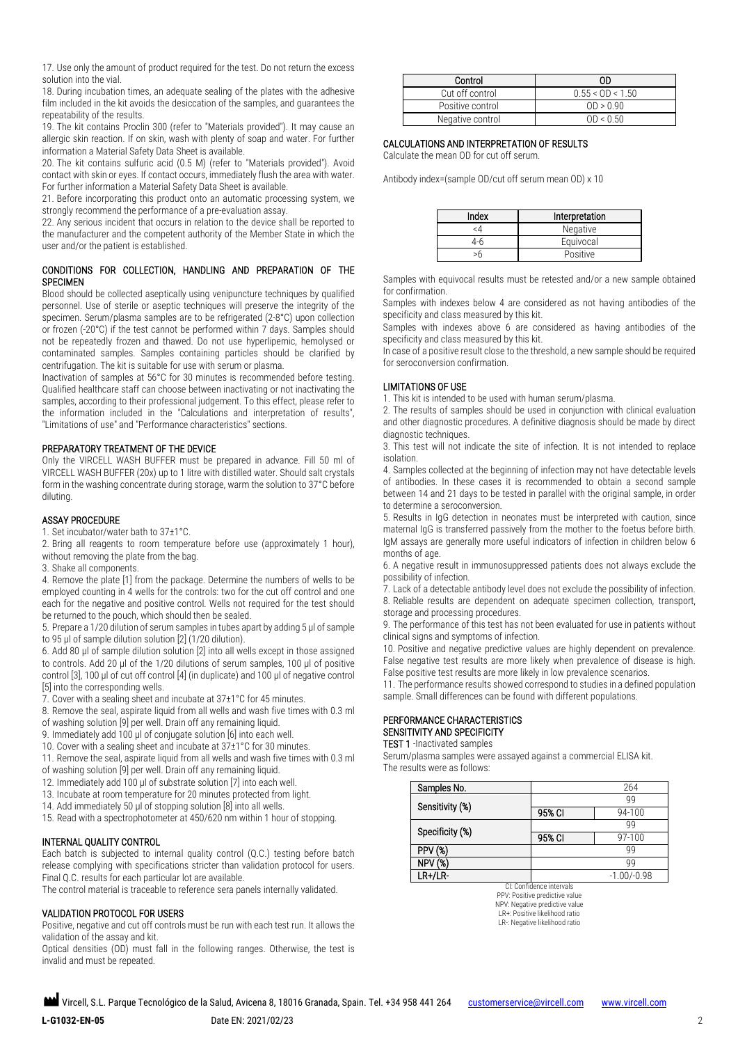17. Use only the amount of product required for the test. Do not return the excess solution into the vial.

18. During incubation times, an adequate sealing of the plates with the adhesive film included in the kit avoids the desiccation of the samples, and guarantees the repeatability of the results.

19. The kit contains Proclin 300 (refer to "Materials provided"). It may cause an allergic skin reaction. If on skin, wash with plenty of soap and water. For further information a Material Safety Data Sheet is available.

20. The kit contains sulfuric acid (0.5 M) (refer to "Materials provided"). Avoid contact with skin or eyes. If contact occurs, immediately flush the area with water. For further information a Material Safety Data Sheet is available.

21. Before incorporating this product onto an automatic processing system, we strongly recommend the performance of a pre-evaluation assay.

22. Any serious incident that occurs in relation to the device shall be reported to the manufacturer and the competent authority of the Member State in which the user and/or the patient is established.

## CONDITIONS FOR COLLECTION, HANDLING AND PREPARATION OF THE SPECIMEN

Blood should be collected aseptically using venipuncture techniques by qualified personnel. Use of sterile or aseptic techniques will preserve the integrity of the specimen. Serum/plasma samples are to be refrigerated (2-8°C) upon collection or frozen (-20°C) if the test cannot be performed within 7 days. Samples should not be repeatedly frozen and thawed. Do not use hyperlipemic, hemolysed or contaminated samples. Samples containing particles should be clarified by centrifugation. The kit is suitable for use with serum or plasma.

Inactivation of samples at 56°C for 30 minutes is recommended before testing. Qualified healthcare staff can choose between inactivating or not inactivating the samples, according to their professional judgement. To this effect, please refer to the information included in the "Calculations and interpretation of results", "Limitations of use" and "Performance characteristics" sections.

## PREPARATORY TREATMENT OF THE DEVICE

Only the VIRCELL WASH BUFFER must be prepared in advance. Fill 50 ml of VIRCELL WASH BUFFER (20x) up to 1 litre with distilled water. Should salt crystals form in the washing concentrate during storage, warm the solution to 37°C before diluting.

## ASSAY PROCEDURE

1. Set incubator/water bath to 37±1°C.
2. Bring all reagents to room temperature before use (approximately 1 hour), without removing the plate from the bag.
3. Shake all components.
4. Remove the plate [1] from the package. Determine the numbers of wells to be employed counting in 4 wells for the controls: two for the cut off control and one each for the negative and positive control. Wells not required for the test should be returned to the pouch, which should then be sealed.
5. Prepare a 1/20 dilution of serum samples in tubes apart by adding 5 µl of sample to 95 µl of sample dilution solution [2] (1/20 dilution).
6. Add 80 µl of sample dilution solution [2] into all wells except in those assigned to controls. Add 20 µl of the 1/20 dilutions of serum samples, 100 µl of positive control [3], 100 µl of cut off control [4] (in duplicate) and 100 µl of negative control [5] into the corresponding wells.
7. Cover with a sealing sheet and incubate at 37±1°C for 45 minutes.
8. Remove the seal, aspirate liquid from all wells and wash five times with 0.3 ml of washing solution [9] per well. Drain off any remaining liquid.
9. Immediately add 100 µl of conjugate solution [6] into each well.
10. Cover with a sealing sheet and incubate at 37±1°C for 30 minutes.
11. Remove the seal, aspirate liquid from all wells and wash five times with 0.3 ml of washing solution [9] per well. Drain off any remaining liquid.
12. Immediately add 100 µl of substrate solution [7] into each well.
13. Incubate at room temperature for 20 minutes protected from light.
14. Add immediately 50 µl of stopping solution [8] into all wells.
15. Read with a spectrophotometer at 450/620 nm within 1 hour of stopping.

## INTERNAL QUALITY CONTROL

Each batch is subjected to internal quality control (Q.C.) testing before batch release complying with specifications stricter than validation protocol for users. Final Q.C. results for each particular lot are available.

The control material is traceable to reference sera panels internally validated.

## VALIDATION PROTOCOL FOR USERS

Positive, negative and cut off controls must be run with each test run. It allows the validation of the assay and kit.

Optical densities (OD) must fall in the following ranges. Otherwise, the test is invalid and must be repeated.

| Control | OD |
|---|---|
| Cut off control | 0.55 < OD < 1.50 |
| Positive control | OD > 0.90 |
| Negative control | OD < 0.50 |

## CALCULATIONS AND INTERPRETATION OF RESULTS

Calculate the mean OD for cut off serum.

Antibody index=(sample OD/cut off serum mean OD) x 10

| Index | Interpretation |
|---|---|
| <4 | Negative |
| 4-6 | Equivocal |
| >6 | Positive |

Samples with equivocal results must be retested and/or a new sample obtained for confirmation.

Samples with indexes below 4 are considered as not having antibodies of the specificity and class measured by this kit.

Samples with indexes above 6 are considered as having antibodies of the specificity and class measured by this kit.

In case of a positive result close to the threshold, a new sample should be required for seroconversion confirmation.

## LIMITATIONS OF USE

1. This kit is intended to be used with human serum/plasma.
2. The results of samples should be used in conjunction with clinical evaluation and other diagnostic procedures. A definitive diagnosis should be made by direct diagnostic techniques.
3. This test will not indicate the site of infection. It is not intended to replace isolation.
4. Samples collected at the beginning of infection may not have detectable levels of antibodies. In these cases it is recommended to obtain a second sample between 14 and 21 days to be tested in parallel with the original sample, in order to determine a seroconversion.
5. Results in IgG detection in neonates must be interpreted with caution, since maternal IgG is transferred passively from the mother to the foetus before birth. IgM assays are generally more useful indicators of infection in children below 6 months of age.
6. A negative result in immunosuppressed patients does not always exclude the possibility of infection.
7. Lack of a detectable antibody level does not exclude the possibility of infection.
8. Reliable results are dependent on adequate specimen collection, transport, storage and processing procedures.
9. The performance of this test has not been evaluated for use in patients without clinical signs and symptoms of infection.
10. Positive and negative predictive values are highly dependent on prevalence. False negative test results are more likely when prevalence of disease is high. False positive test results are more likely in low prevalence scenarios.
11. The performance results showed correspond to studies in a defined population sample. Small differences can be found with different populations.

## PERFORMANCE CHARACTERISTICS

### SENSITIVITY AND SPECIFICITY

**TEST 1** -Inactivated samples

Serum/plasma samples were assayed against a commercial ELISA kit. The results were as follows:

| Samples No. | 264 | |
|---|---|---|
| Sensitivity (%) | 99 | |
| | 95% CI | 94-100 |
| Specificity (%) | 99 | |
| | 95% CI | 97-100 |
| PPV (%) | 99 | |
| NPV (%) | 99 | |
| LR+/LR- | -1.00/-0.98 | |

CI: Confidence intervals
PPV: Positive predictive value
NPV: Negative predictive value
LR+: Positive likelihood ratio
LR-: Negative likelihood ratio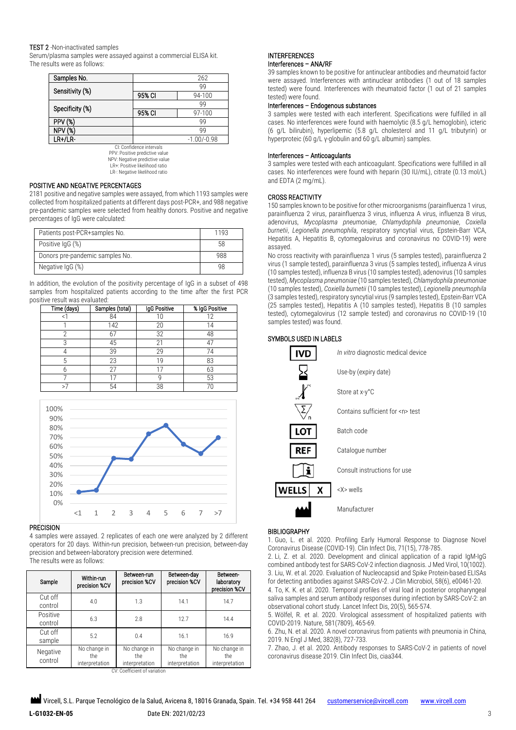TEST 2 -Non-inactivated samples

Serum/plasma samples were assayed against a commercial ELISA kit.
The results were as follows:

| Samples No. | 262 | |
|---|---|---|
| Sensitivity (%) | 99 | |
| | 95% CI | 94-100 |
| Specificity (%) | 99 | |
| | 95% CI | 97-100 |
| PPV (%) | 99 | |
| NPV (%) | 99 | |
| LR+/LR- | -1.00/-0.98 | |

CI: Confidence intervals
PPV: Positive predictive value
NPV: Negative predictive value
LR+: Positive likelihood ratio
LR-: Negative likelihood ratio

## POSITIVE AND NEGATIVE PERCENTAGES

2181 positive and negative samples were assayed, from which 1193 samples were collected from hospitalized patients at different days post-PCR+, and 988 negative pre-pandemic samples were selected from healthy donors. Positive and negative percentages of IgG were calculated:

| | |
|---|---|
| Patients post-PCR+samples No. | 1193 |
| Positive IgG (%) | 58 |
| Donors pre-pandemic samples No. | 988 |
| Negative IgG (%) | 98 |

In addition, the evolution of the positivity percentage of IgG in a subset of 498 samples from hospitalized patients according to the time after the first PCR positive result was evaluated:

| Time (days) | Samples (total) | IgG Positive | % IgG Positive |
|---|---|---|---|
| <1 | 84 | 10 | 12 |
| 1 | 142 | 20 | 14 |
| 2 | 67 | 32 | 48 |
| 3 | 45 | 21 | 47 |
| 4 | 39 | 29 | 74 |
| 5 | 23 | 19 | 83 |
| 6 | 27 | 17 | 63 |
| 7 | 17 | 9 | 53 |
| >7 | 54 | 38 | 70 |

## PRECISION

4 samples were assayed. 2 replicates of each one were analyzed by 2 different operators for 20 days. Within-run precision, between-run precision, between-day precision and between-laboratory precision were determined.
The results were as follows:

| Sample | Within-run precision %CV | Between-run precision %CV | Between-day precision %CV | Between-laboratory precision %CV |
|---|---|---|---|---|
| Cut off control | 4.0 | 1.3 | 14.1 | 14.7 |
| Positive control | 6.3 | 2.8 | 12.7 | 14.4 |
| Cut off sample | 5.2 | 0.4 | 16.1 | 16.9 |
| Negative control | No change in the interpretation | No change in the interpretation | No change in the interpretation | No change in the interpretation |

CV: Coefficient of variation

## INTERFERENCES

### Interferences – ANA/RF

39 samples known to be positive for antinuclear antibodies and rheumatoid factor were assayed. Interferences with antinuclear antibodies (1 out of 18 samples tested) were found. Interferences with rheumatoid factor (1 out of 21 samples tested) were found.

### Interferences – Endogenous substances

3 samples were tested with each interferent. Specifications were fulfilled in all cases. No interferences were found with haemolytic (8.5 g/L hemoglobin), icteric (6 g/L bilirubin), hyperlipemic (5.8 g/L cholesterol and 11 g/L tributyrin) or hyperproteic (60 g/L γ-globulin and 60 g/L albumin) samples.

### Interferences – Anticoagulants

3 samples were tested with each anticoagulant. Specifications were fulfilled in all cases. No interferences were found with heparin (30 IU/mL), citrate (0.13 mol/L) and EDTA (2 mg/mL).

## CROSS REACTIVITY

150 samples known to be positive for other microorganisms (parainfluenza 1 virus, parainfluenza 2 virus, parainfluenza 3 virus, influenza A virus, influenza B virus, adenovirus, *Mycoplasma pneumoniae*, *Chlamydophila pneumoniae*, *Coxiella burnetii*, *Legionella pneumophila*, respiratory syncytial virus, Epstein-Barr VCA, Hepatitis A, Hepatitis B, cytomegalovirus and coronavirus no COVID-19) were assayed.

No cross reactivity with parainfluenza 1 virus (5 samples tested), parainfluenza 2 virus (1 sample tested), parainfluenza 3 virus (5 samples tested), influenza A virus (10 samples tested), influenza B virus (10 samples tested), adenovirus (10 samples tested), *Mycoplasma pneumoniae* (10 samples tested), *Chlamydophila pneumoniae* (10 samples tested), *Coxiella burnetii* (10 samples tested), *Legionella pneumophila* (3 samples tested), respiratory syncytial virus (9 samples tested), Epstein-Barr VCA (25 samples tested), Hepatitis A (10 samples tested), Hepatitis B (10 samples tested), cytomegalovirus (12 sample tested) and coronavirus no COVID-19 (10 samples tested) was found.

## SYMBOLS USED IN LABELS

| Symbol | Meaning |
|---|---|
| IVD | *In vitro* diagnostic medical device |
| | Use-by (expiry date) |
| | Store at x-y°C |
| | Contains sufficient for <n> test |
| LOT | Batch code |
| REF | Catalogue number |
| | Consult instructions for use |
| WELLS X | <X> wells |
| | Manufacturer |

## BIBLIOGRAPHY

1. Guo, L. et al. 2020. Profiling Early Humoral Response to Diagnose Novel Coronavirus Disease (COVID-19). Clin Infect Dis, 71(15), 778-785.
2. Li, Z. et al. 2020. Development and clinical application of a rapid IgM-IgG combined antibody test for SARS-CoV-2 infection diagnosis. J Med Virol, 10(1002).
3. Liu, W. et al. 2020. Evaluation of Nucleocapsid and Spike Protein-based ELISAs for detecting antibodies against SARS-CoV-2. J Clin Microbiol, 58(6), e00461-20.
4. To, K. K. et al. 2020. Temporal profiles of viral load in posterior oropharyngeal saliva samples and serum antibody responses during infection by SARS-CoV-2: an observational cohort study. Lancet Infect Dis, 20(5), 565-574.
5. Wölfel, R. et al. 2020. Virological assessment of hospitalized patients with COVID-2019. Nature, 581(7809), 465-69.
6. Zhu, N. et al. 2020. A novel coronavirus from patients with pneumonia in China, 2019. N Engl J Med, 382(8), 727-733.
7. Zhao, J. et al. 2020. Antibody responses to SARS-CoV-2 in patients of novel coronavirus disease 2019. Clin Infect Dis, ciaa344.

Vircell, S.L. Parque Tecnológico de la Salud, Avicena 8, 18016 Granada, Spain. Tel. +34 958 441 264 customerservice@vircell.com www.vircell.com

L-G1032-EN-05 Date EN: 2021/02/23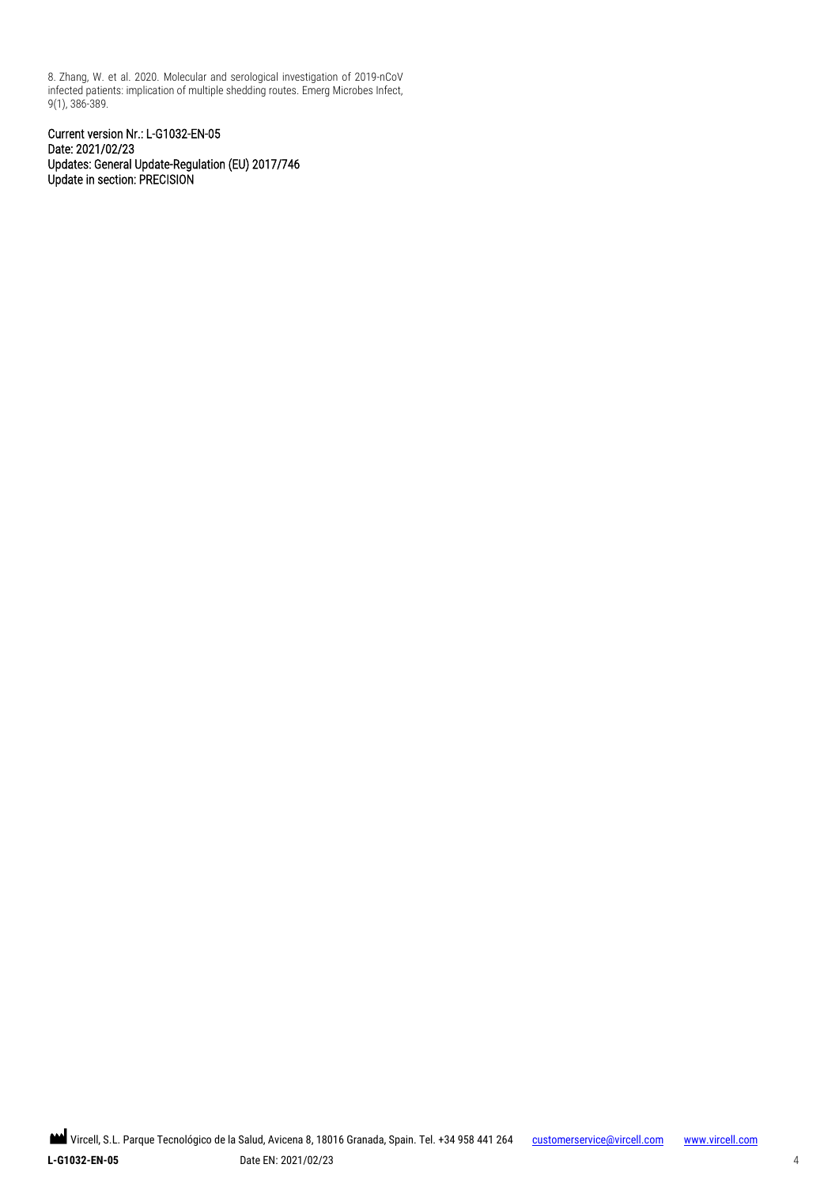8. Zhang, W. et al. 2020. Molecular and serological investigation of 2019-nCoV infected patients: implication of multiple shedding routes. Emerg Microbes Infect, 9(1), 386-389.

Current version Nr.: L-G1032-EN-05
Date: 2021/02/23
Updates: General Update-Regulation (EU) 2017/746
Update in section: PRECISION